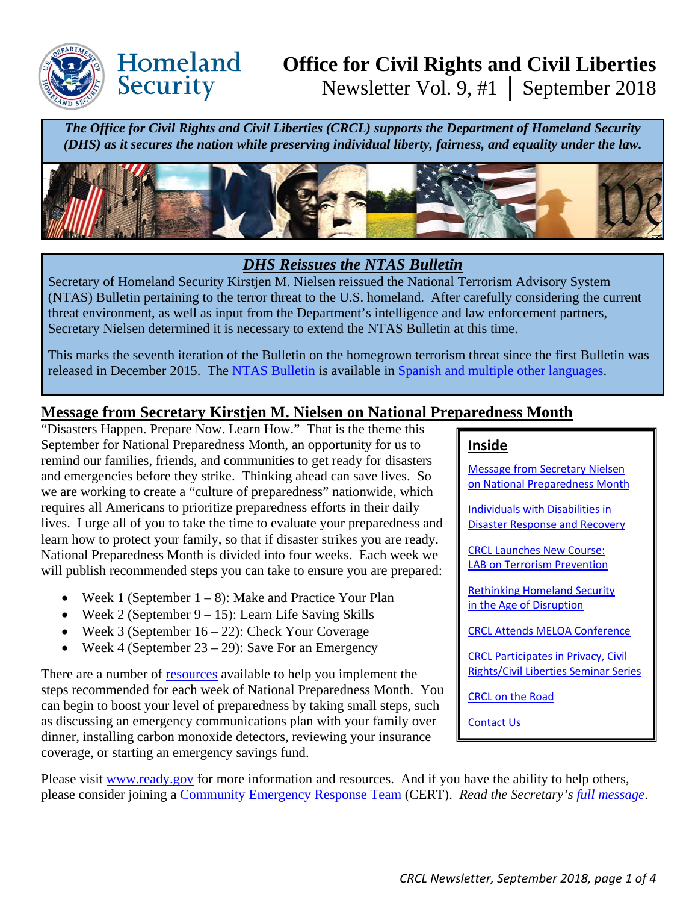# Homeland Security

# Office for Civil Rights and Civil Liberties

Newsletter Vol. 9, #1 | September 2018

***The Office for Civil Rights and Civil Liberties (CRCL) supports the Department of Homeland Security (DHS) as it secures the nation while preserving individual liberty, fairness, and equality under the law.***

## *DHS Reissues the NTAS Bulletin*

Secretary of Homeland Security Kirstjen M. Nielsen reissued the National Terrorism Advisory System (NTAS) Bulletin pertaining to the terror threat to the U.S. homeland. After carefully considering the current threat environment, as well as input from the Department's intelligence and law enforcement partners, Secretary Nielsen determined it is necessary to extend the NTAS Bulletin at this time.

This marks the seventh iteration of the Bulletin on the homegrown terrorism threat since the first Bulletin was released in December 2015. The NTAS Bulletin is available in Spanish and multiple other languages.

## Message from Secretary Kirstjen M. Nielsen on National Preparedness Month

"Disasters Happen. Prepare Now. Learn How." That is the theme this September for National Preparedness Month, an opportunity for us to remind our families, friends, and communities to get ready for disasters and emergencies before they strike. Thinking ahead can save lives. So we are working to create a "culture of preparedness" nationwide, which requires all Americans to prioritize preparedness efforts in their daily lives. I urge all of you to take the time to evaluate your preparedness and learn how to protect your family, so that if disaster strikes you are ready. National Preparedness Month is divided into four weeks. Each week we will publish recommended steps you can take to ensure you are prepared:

- Week 1 (September 1 – 8): Make and Practice Your Plan
- Week 2 (September 9 – 15): Learn Life Saving Skills
- Week 3 (September 16 – 22): Check Your Coverage
- Week 4 (September 23 – 29): Save For an Emergency

There are a number of resources available to help you implement the steps recommended for each week of National Preparedness Month. You can begin to boost your level of preparedness by taking small steps, such as discussing an emergency communications plan with your family over dinner, installing carbon monoxide detectors, reviewing your insurance coverage, or starting an emergency savings fund.

Please visit www.ready.gov for more information and resources. And if you have the ability to help others, please consider joining a Community Emergency Response Team (CERT). *Read the Secretary's full message*.

### Inside

- Message from Secretary Nielsen on National Preparedness Month
- Individuals with Disabilities in Disaster Response and Recovery
- CRCL Launches New Course: LAB on Terrorism Prevention
- Rethinking Homeland Security in the Age of Disruption
- CRCL Attends MELOA Conference
- CRCL Participates in Privacy, Civil Rights/Civil Liberties Seminar Series
- CRCL on the Road
- Contact Us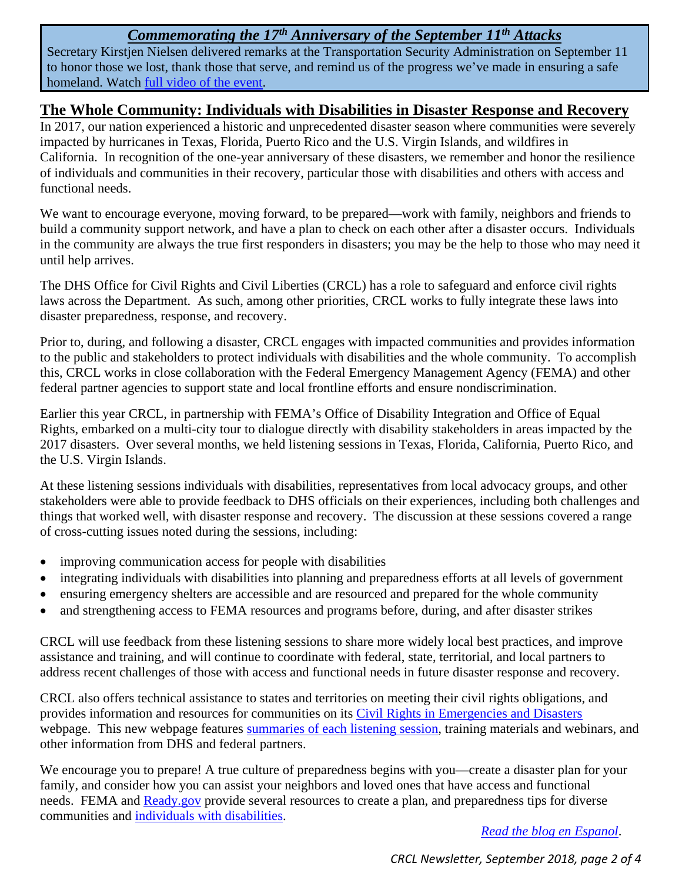## *Commemorating the 17th Anniversary of the September 11th Attacks*

Secretary Kirstjen Nielsen delivered remarks at the Transportation Security Administration on September 11 to honor those we lost, thank those that serve, and remind us of the progress we've made in ensuring a safe homeland. Watch [full video of the event](#).

## The Whole Community: Individuals with Disabilities in Disaster Response and Recovery

In 2017, our nation experienced a historic and unprecedented disaster season where communities were severely impacted by hurricanes in Texas, Florida, Puerto Rico and the U.S. Virgin Islands, and wildfires in California. In recognition of the one-year anniversary of these disasters, we remember and honor the resilience of individuals and communities in their recovery, particular those with disabilities and others with access and functional needs.

We want to encourage everyone, moving forward, to be prepared—work with family, neighbors and friends to build a community support network, and have a plan to check on each other after a disaster occurs. Individuals in the community are always the true first responders in disasters; you may be the help to those who may need it until help arrives.

The DHS Office for Civil Rights and Civil Liberties (CRCL) has a role to safeguard and enforce civil rights laws across the Department. As such, among other priorities, CRCL works to fully integrate these laws into disaster preparedness, response, and recovery.

Prior to, during, and following a disaster, CRCL engages with impacted communities and provides information to the public and stakeholders to protect individuals with disabilities and the whole community. To accomplish this, CRCL works in close collaboration with the Federal Emergency Management Agency (FEMA) and other federal partner agencies to support state and local frontline efforts and ensure nondiscrimination.

Earlier this year CRCL, in partnership with FEMA's Office of Disability Integration and Office of Equal Rights, embarked on a multi-city tour to dialogue directly with disability stakeholders in areas impacted by the 2017 disasters. Over several months, we held listening sessions in Texas, Florida, California, Puerto Rico, and the U.S. Virgin Islands.

At these listening sessions individuals with disabilities, representatives from local advocacy groups, and other stakeholders were able to provide feedback to DHS officials on their experiences, including both challenges and things that worked well, with disaster response and recovery. The discussion at these sessions covered a range of cross-cutting issues noted during the sessions, including:

- improving communication access for people with disabilities
- integrating individuals with disabilities into planning and preparedness efforts at all levels of government
- ensuring emergency shelters are accessible and are resourced and prepared for the whole community
- and strengthening access to FEMA resources and programs before, during, and after disaster strikes

CRCL will use feedback from these listening sessions to share more widely local best practices, and improve assistance and training, and will continue to coordinate with federal, state, territorial, and local partners to address recent challenges of those with access and functional needs in future disaster response and recovery.

CRCL also offers technical assistance to states and territories on meeting their civil rights obligations, and provides information and resources for communities on its [Civil Rights in Emergencies and Disasters](#) webpage. This new webpage features [summaries of each listening session](#), training materials and webinars, and other information from DHS and federal partners.

We encourage you to prepare! A true culture of preparedness begins with you—create a disaster plan for your family, and consider how you can assist your neighbors and loved ones that have access and functional needs. FEMA and [Ready.gov](#) provide several resources to create a plan, and preparedness tips for diverse communities and [individuals with disabilities](#).

*[Read the blog en Espanol](#).*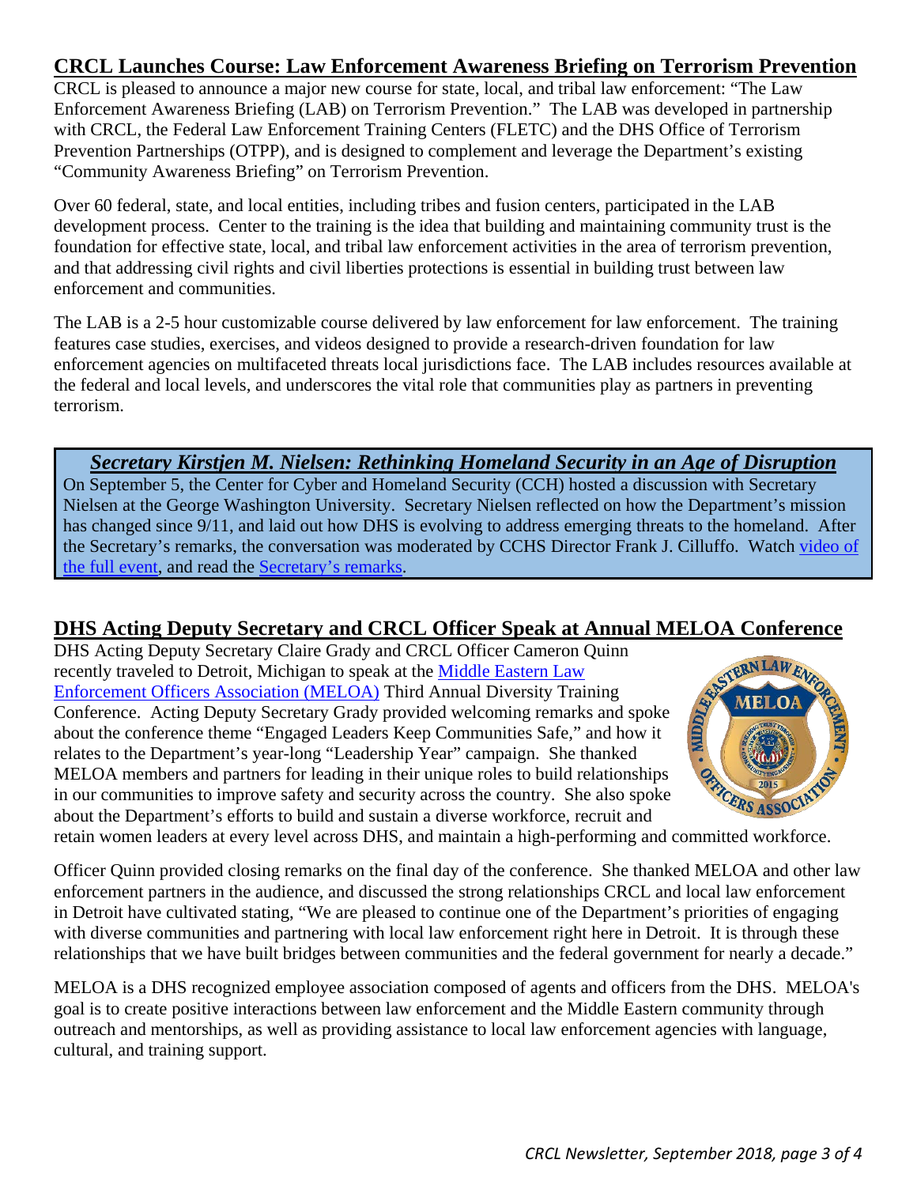## CRCL Launches Course: Law Enforcement Awareness Briefing on Terrorism Prevention

CRCL is pleased to announce a major new course for state, local, and tribal law enforcement: "The Law Enforcement Awareness Briefing (LAB) on Terrorism Prevention." The LAB was developed in partnership with CRCL, the Federal Law Enforcement Training Centers (FLETC) and the DHS Office of Terrorism Prevention Partnerships (OTPP), and is designed to complement and leverage the Department's existing "Community Awareness Briefing" on Terrorism Prevention.

Over 60 federal, state, and local entities, including tribes and fusion centers, participated in the LAB development process. Center to the training is the idea that building and maintaining community trust is the foundation for effective state, local, and tribal law enforcement activities in the area of terrorism prevention, and that addressing civil rights and civil liberties protections is essential in building trust between law enforcement and communities.

The LAB is a 2-5 hour customizable course delivered by law enforcement for law enforcement. The training features case studies, exercises, and videos designed to provide a research-driven foundation for law enforcement agencies on multifaceted threats local jurisdictions face. The LAB includes resources available at the federal and local levels, and underscores the vital role that communities play as partners in preventing terrorism.

### *Secretary Kirstjen M. Nielsen: Rethinking Homeland Security in an Age of Disruption*

On September 5, the Center for Cyber and Homeland Security (CCH) hosted a discussion with Secretary Nielsen at the George Washington University. Secretary Nielsen reflected on how the Department's mission has changed since 9/11, and laid out how DHS is evolving to address emerging threats to the homeland. After the Secretary's remarks, the conversation was moderated by CCHS Director Frank J. Cilluffo. Watch video of the full event, and read the Secretary's remarks.

## DHS Acting Deputy Secretary and CRCL Officer Speak at Annual MELOA Conference

DHS Acting Deputy Secretary Claire Grady and CRCL Officer Cameron Quinn recently traveled to Detroit, Michigan to speak at the Middle Eastern Law Enforcement Officers Association (MELOA) Third Annual Diversity Training Conference. Acting Deputy Secretary Grady provided welcoming remarks and spoke about the conference theme "Engaged Leaders Keep Communities Safe," and how it relates to the Department's year-long "Leadership Year" campaign. She thanked MELOA members and partners for leading in their unique roles to build relationships in our communities to improve safety and security across the country. She also spoke about the Department's efforts to build and sustain a diverse workforce, recruit and retain women leaders at every level across DHS, and maintain a high-performing and committed workforce.

Officer Quinn provided closing remarks on the final day of the conference. She thanked MELOA and other law enforcement partners in the audience, and discussed the strong relationships CRCL and local law enforcement in Detroit have cultivated stating, "We are pleased to continue one of the Department's priorities of engaging with diverse communities and partnering with local law enforcement right here in Detroit. It is through these relationships that we have built bridges between communities and the federal government for nearly a decade."

MELOA is a DHS recognized employee association composed of agents and officers from the DHS. MELOA's goal is to create positive interactions between law enforcement and the Middle Eastern community through outreach and mentorships, as well as providing assistance to local law enforcement agencies with language, cultural, and training support.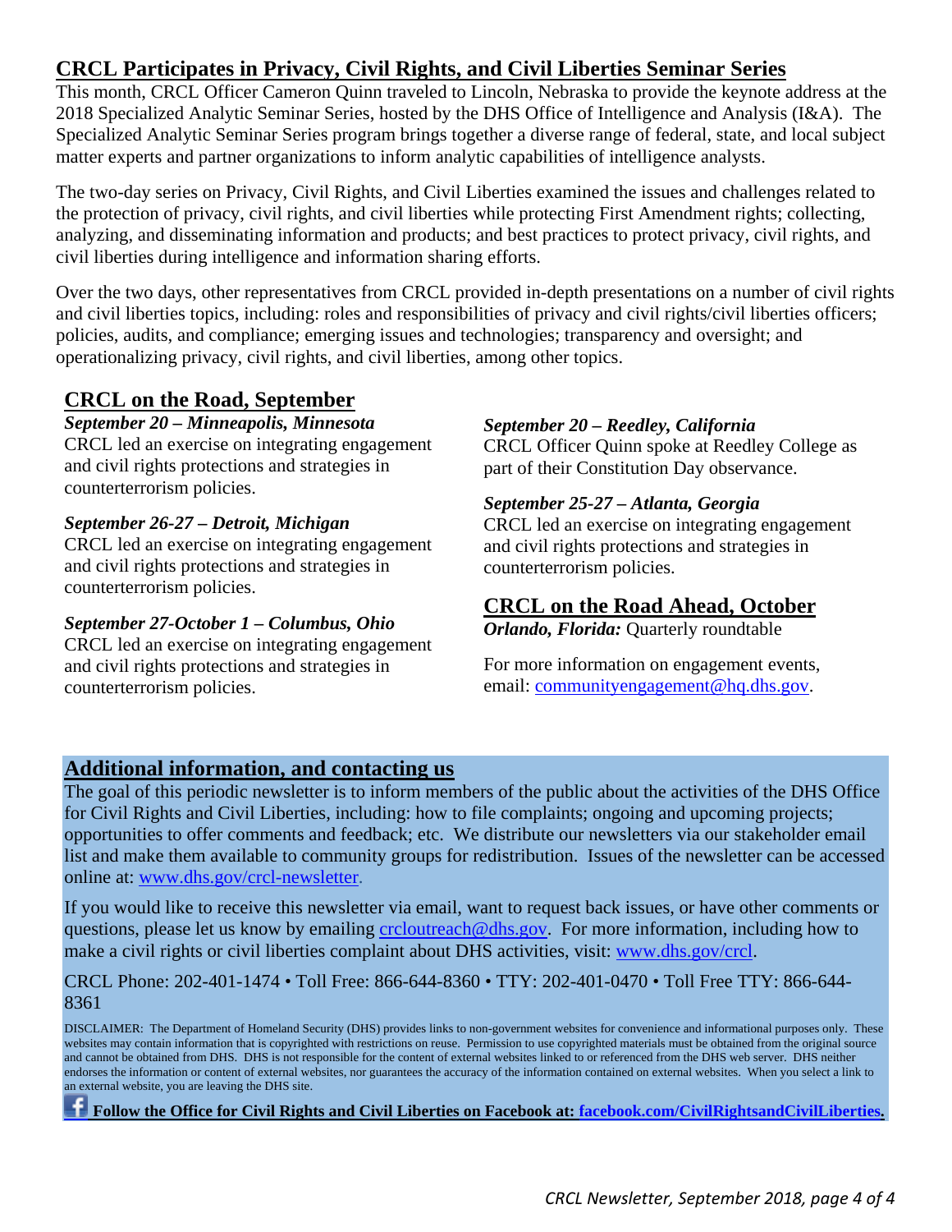## CRCL Participates in Privacy, Civil Rights, and Civil Liberties Seminar Series

This month, CRCL Officer Cameron Quinn traveled to Lincoln, Nebraska to provide the keynote address at the 2018 Specialized Analytic Seminar Series, hosted by the DHS Office of Intelligence and Analysis (I&A). The Specialized Analytic Seminar Series program brings together a diverse range of federal, state, and local subject matter experts and partner organizations to inform analytic capabilities of intelligence analysts.

The two-day series on Privacy, Civil Rights, and Civil Liberties examined the issues and challenges related to the protection of privacy, civil rights, and civil liberties while protecting First Amendment rights; collecting, analyzing, and disseminating information and products; and best practices to protect privacy, civil rights, and civil liberties during intelligence and information sharing efforts.

Over the two days, other representatives from CRCL provided in-depth presentations on a number of civil rights and civil liberties topics, including: roles and responsibilities of privacy and civil rights/civil liberties officers; policies, audits, and compliance; emerging issues and technologies; transparency and oversight; and operationalizing privacy, civil rights, and civil liberties, among other topics.

## CRCL on the Road, September

***September 20 – Minneapolis, Minnesota***
CRCL led an exercise on integrating engagement and civil rights protections and strategies in counterterrorism policies.

***September 26-27 – Detroit, Michigan***
CRCL led an exercise on integrating engagement and civil rights protections and strategies in counterterrorism policies.

***September 27-October 1 – Columbus, Ohio***
CRCL led an exercise on integrating engagement and civil rights protections and strategies in counterterrorism policies.

***September 20 – Reedley, California***
CRCL Officer Quinn spoke at Reedley College as part of their Constitution Day observance.

***September 25-27 – Atlanta, Georgia***
CRCL led an exercise on integrating engagement and civil rights protections and strategies in counterterrorism policies.

## CRCL on the Road Ahead, October

***Orlando, Florida:*** Quarterly roundtable

For more information on engagement events, email: communityengagement@hq.dhs.gov.

## Additional information, and contacting us

The goal of this periodic newsletter is to inform members of the public about the activities of the DHS Office for Civil Rights and Civil Liberties, including: how to file complaints; ongoing and upcoming projects; opportunities to offer comments and feedback; etc. We distribute our newsletters via our stakeholder email list and make them available to community groups for redistribution. Issues of the newsletter can be accessed online at: www.dhs.gov/crcl-newsletter.

If you would like to receive this newsletter via email, want to request back issues, or have other comments or questions, please let us know by emailing crcloutreach@dhs.gov. For more information, including how to make a civil rights or civil liberties complaint about DHS activities, visit: www.dhs.gov/crcl.

CRCL Phone: 202-401-1474 • Toll Free: 866-644-8360 • TTY: 202-401-0470 • Toll Free TTY: 866-644-8361

DISCLAIMER: The Department of Homeland Security (DHS) provides links to non-government websites for convenience and informational purposes only. These websites may contain information that is copyrighted with restrictions on reuse. Permission to use copyrighted materials must be obtained from the original source and cannot be obtained from DHS. DHS is not responsible for the content of external websites linked to or referenced from the DHS web server. DHS neither endorses the information or content of external websites, nor guarantees the accuracy of the information contained on external websites. When you select a link to an external website, you are leaving the DHS site.

**Follow the Office for Civil Rights and Civil Liberties on Facebook at: facebook.com/CivilRightsandCivilLiberties.**